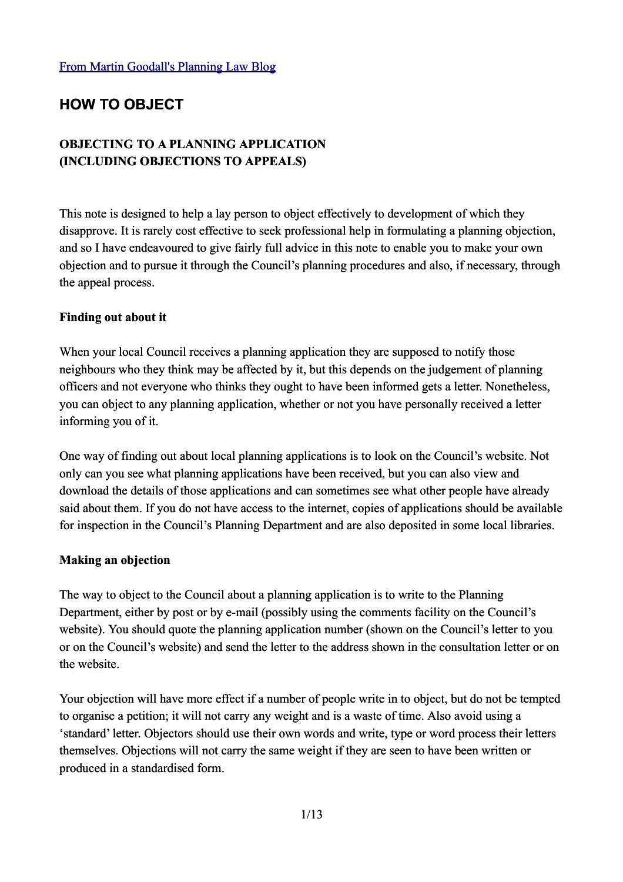[From Martin Goodall's Planning Law Blog]

# HOW TO OBJECT

### OBJECTING TO A PLANNING APPLICATION
### (INCLUDING OBJECTIONS TO APPEALS)

This note is designed to help a lay person to object effectively to development of which they disapprove. It is rarely cost effective to seek professional help in formulating a planning objection, and so I have endeavoured to give fairly full advice in this note to enable you to make your own objection and to pursue it through the Council's planning procedures and also, if necessary, through the appeal process.

**Finding out about it**

When your local Council receives a planning application they are supposed to notify those neighbours who they think may be affected by it, but this depends on the judgement of planning officers and not everyone who thinks they ought to have been informed gets a letter. Nonetheless, you can object to any planning application, whether or not you have personally received a letter informing you of it.

One way of finding out about local planning applications is to look on the Council's website. Not only can you see what planning applications have been received, but you can also view and download the details of those applications and can sometimes see what other people have already said about them. If you do not have access to the internet, copies of applications should be available for inspection in the Council's Planning Department and are also deposited in some local libraries.

**Making an objection**

The way to object to the Council about a planning application is to write to the Planning Department, either by post or by e-mail (possibly using the comments facility on the Council's website). You should quote the planning application number (shown on the Council's letter to you or on the Council's website) and send the letter to the address shown in the consultation letter or on the website.

Your objection will have more effect if a number of people write in to object, but do not be tempted to organise a petition; it will not carry any weight and is a waste of time. Also avoid using a 'standard' letter. Objectors should use their own words and write, type or word process their letters themselves. Objections will not carry the same weight if they are seen to have been written or produced in a standardised form.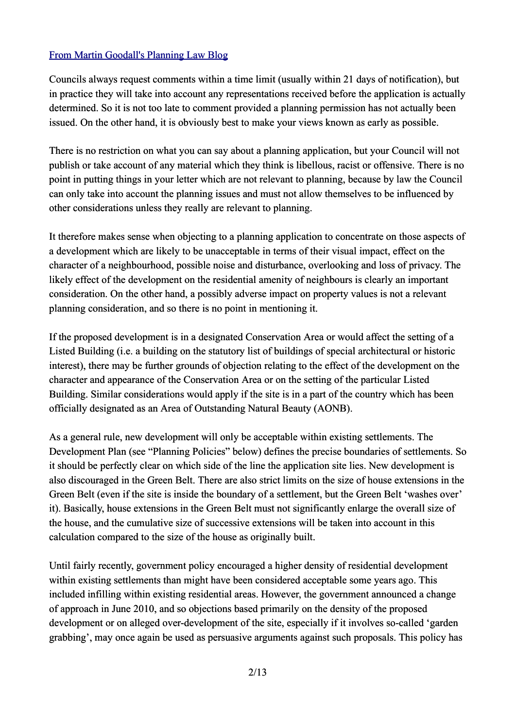[From Martin Goodall's Planning Law Blog]

Councils always request comments within a time limit (usually within 21 days of notification), but in practice they will take into account any representations received before the application is actually determined. So it is not too late to comment provided a planning permission has not actually been issued. On the other hand, it is obviously best to make your views known as early as possible.

There is no restriction on what you can say about a planning application, but your Council will not publish or take account of any material which they think is libellous, racist or offensive. There is no point in putting things in your letter which are not relevant to planning, because by law the Council can only take into account the planning issues and must not allow themselves to be influenced by other considerations unless they really are relevant to planning.

It therefore makes sense when objecting to a planning application to concentrate on those aspects of a development which are likely to be unacceptable in terms of their visual impact, effect on the character of a neighbourhood, possible noise and disturbance, overlooking and loss of privacy. The likely effect of the development on the residential amenity of neighbours is clearly an important consideration. On the other hand, a possibly adverse impact on property values is not a relevant planning consideration, and so there is no point in mentioning it.

If the proposed development is in a designated Conservation Area or would affect the setting of a Listed Building (i.e. a building on the statutory list of buildings of special architectural or historic interest), there may be further grounds of objection relating to the effect of the development on the character and appearance of the Conservation Area or on the setting of the particular Listed Building. Similar considerations would apply if the site is in a part of the country which has been officially designated as an Area of Outstanding Natural Beauty (AONB).

As a general rule, new development will only be acceptable within existing settlements. The Development Plan (see "Planning Policies" below) defines the precise boundaries of settlements. So it should be perfectly clear on which side of the line the application site lies. New development is also discouraged in the Green Belt. There are also strict limits on the size of house extensions in the Green Belt (even if the site is inside the boundary of a settlement, but the Green Belt 'washes over' it). Basically, house extensions in the Green Belt must not significantly enlarge the overall size of the house, and the cumulative size of successive extensions will be taken into account in this calculation compared to the size of the house as originally built.

Until fairly recently, government policy encouraged a higher density of residential development within existing settlements than might have been considered acceptable some years ago. This included infilling within existing residential areas. However, the government announced a change of approach in June 2010, and so objections based primarily on the density of the proposed development or on alleged over-development of the site, especially if it involves so-called 'garden grabbing', may once again be used as persuasive arguments against such proposals. This policy has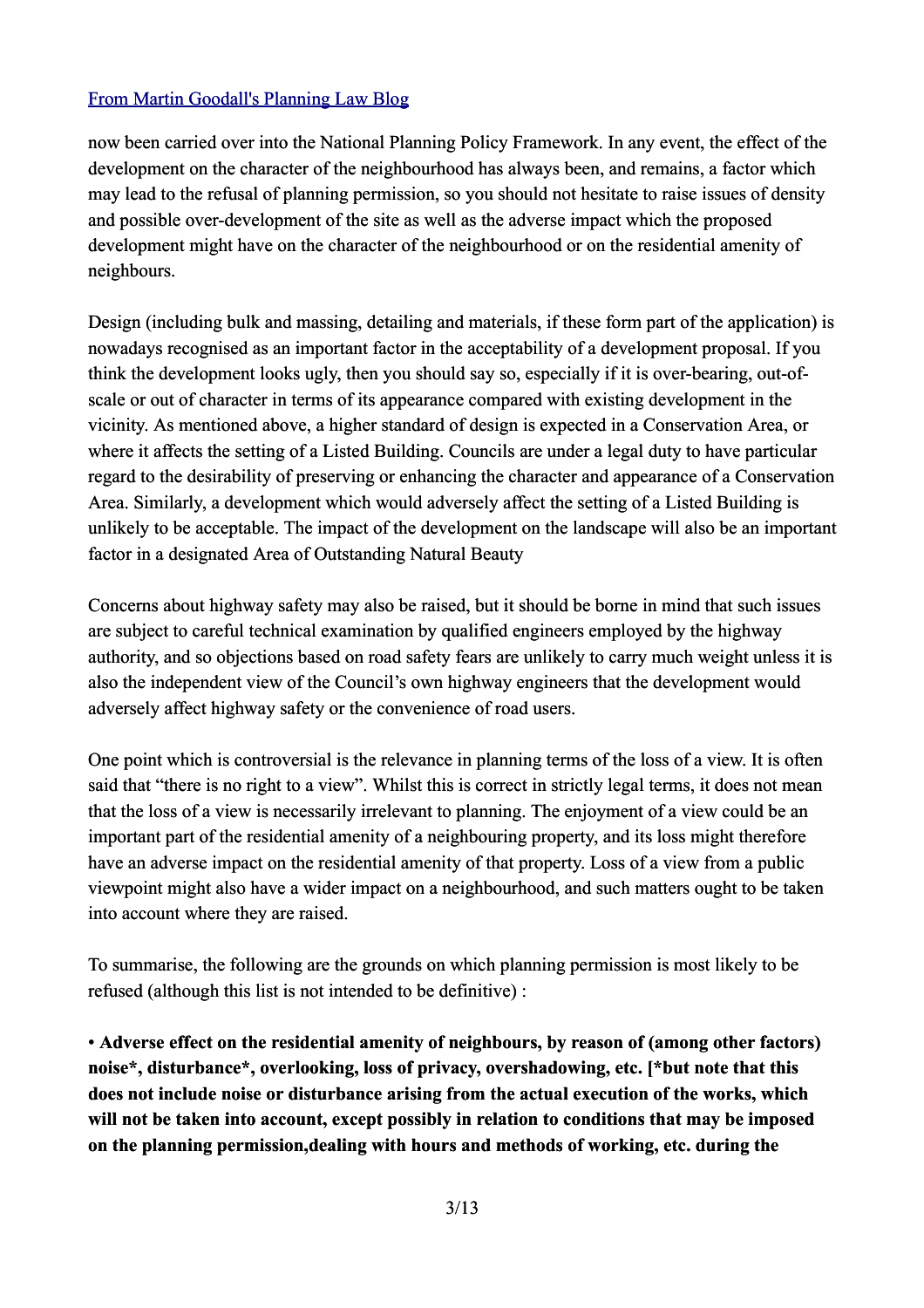now been carried over into the National Planning Policy Framework. In any event, the effect of the development on the character of the neighbourhood has always been, and remains, a factor which may lead to the refusal of planning permission, so you should not hesitate to raise issues of density and possible over-development of the site as well as the adverse impact which the proposed development might have on the character of the neighbourhood or on the residential amenity of neighbours.

Design (including bulk and massing, detailing and materials, if these form part of the application) is nowadays recognised as an important factor in the acceptability of a development proposal. If you think the development looks ugly, then you should say so, especially if it is over-bearing, out-of-scale or out of character in terms of its appearance compared with existing development in the vicinity. As mentioned above, a higher standard of design is expected in a Conservation Area, or where it affects the setting of a Listed Building. Councils are under a legal duty to have particular regard to the desirability of preserving or enhancing the character and appearance of a Conservation Area. Similarly, a development which would adversely affect the setting of a Listed Building is unlikely to be acceptable. The impact of the development on the landscape will also be an important factor in a designated Area of Outstanding Natural Beauty

Concerns about highway safety may also be raised, but it should be borne in mind that such issues are subject to careful technical examination by qualified engineers employed by the highway authority, and so objections based on road safety fears are unlikely to carry much weight unless it is also the independent view of the Council's own highway engineers that the development would adversely affect highway safety or the convenience of road users.

One point which is controversial is the relevance in planning terms of the loss of a view. It is often said that "there is no right to a view". Whilst this is correct in strictly legal terms, it does not mean that the loss of a view is necessarily irrelevant to planning. The enjoyment of a view could be an important part of the residential amenity of a neighbouring property, and its loss might therefore have an adverse impact on the residential amenity of that property. Loss of a view from a public viewpoint might also have a wider impact on a neighbourhood, and such matters ought to be taken into account where they are raised.

To summarise, the following are the grounds on which planning permission is most likely to be refused (although this list is not intended to be definitive) :

**• Adverse effect on the residential amenity of neighbours, by reason of (among other factors) noise*, disturbance*, overlooking, loss of privacy, overshadowing, etc. [*but note that this does not include noise or disturbance arising from the actual execution of the works, which will not be taken into account, except possibly in relation to conditions that may be imposed on the planning permission,dealing with hours and methods of working, etc. during the**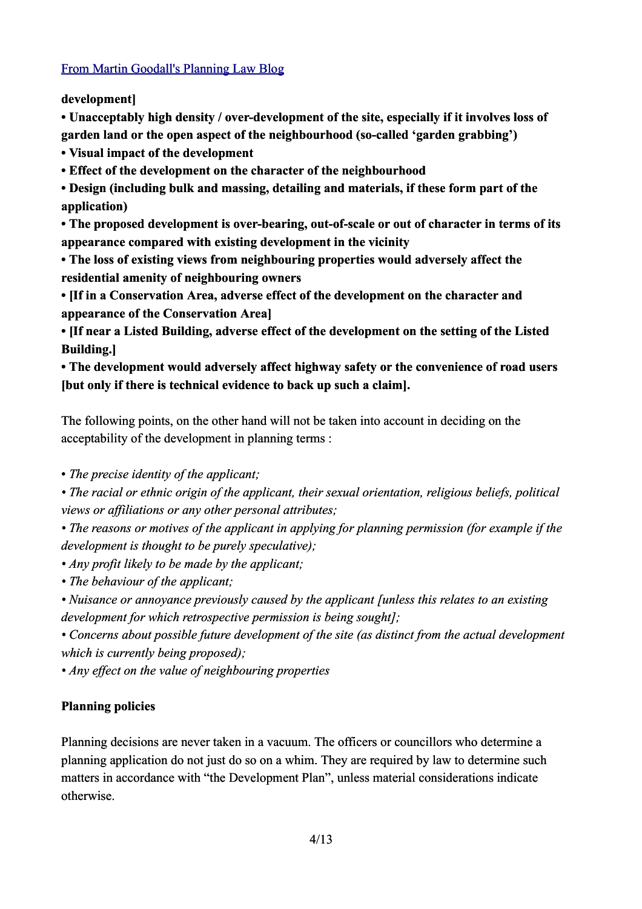development]

**• Unacceptably high density / over-development of the site, especially if it involves loss of garden land or the open aspect of the neighbourhood (so-called 'garden grabbing')**
**• Visual impact of the development**
**• Effect of the development on the character of the neighbourhood**
**• Design (including bulk and massing, detailing and materials, if these form part of the application)**
**• The proposed development is over-bearing, out-of-scale or out of character in terms of its appearance compared with existing development in the vicinity**
**• The loss of existing views from neighbouring properties would adversely affect the residential amenity of neighbouring owners**
**• [If in a Conservation Area, adverse effect of the development on the character and appearance of the Conservation Area]**
**• [If near a Listed Building, adverse effect of the development on the setting of the Listed Building.]**
**• The development would adversely affect highway safety or the convenience of road users [but only if there is technical evidence to back up such a claim].**

The following points, on the other hand will not be taken into account in deciding on the acceptability of the development in planning terms :

*• The precise identity of the applicant;*
*• The racial or ethnic origin of the applicant, their sexual orientation, religious beliefs, political views or affiliations or any other personal attributes;*
*• The reasons or motives of the applicant in applying for planning permission (for example if the development is thought to be purely speculative);*
*• Any profit likely to be made by the applicant;*
*• The behaviour of the applicant;*
*• Nuisance or annoyance previously caused by the applicant [unless this relates to an existing development for which retrospective permission is being sought];*
*• Concerns about possible future development of the site (as distinct from the actual development which is currently being proposed);*
*• Any effect on the value of neighbouring properties*

**Planning policies**

Planning decisions are never taken in a vacuum. The officers or councillors who determine a planning application do not just do so on a whim. They are required by law to determine such matters in accordance with "the Development Plan", unless material considerations indicate otherwise.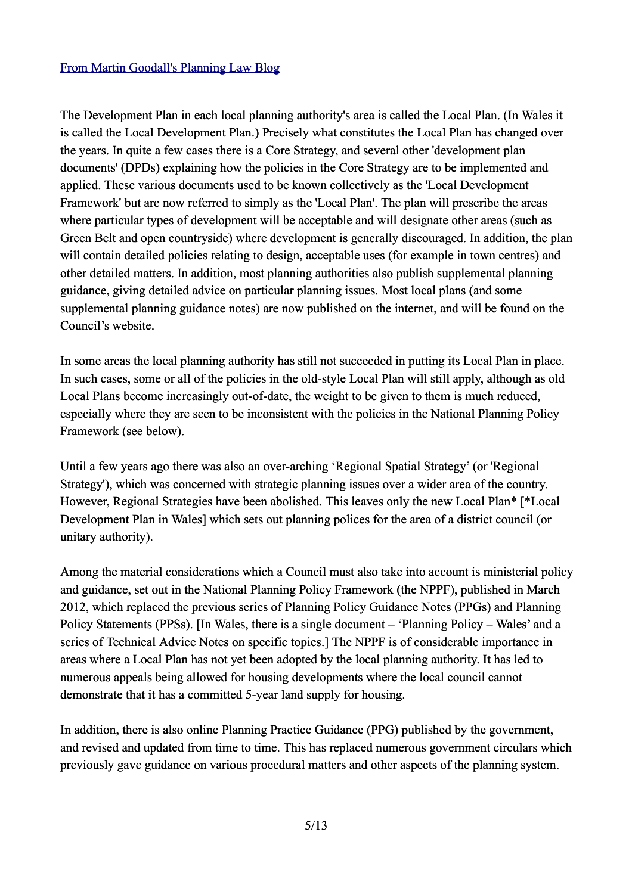[From Martin Goodall's Planning Law Blog]

The Development Plan in each local planning authority's area is called the Local Plan. (In Wales it is called the Local Development Plan.) Precisely what constitutes the Local Plan has changed over the years. In quite a few cases there is a Core Strategy, and several other 'development plan documents' (DPDs) explaining how the policies in the Core Strategy are to be implemented and applied. These various documents used to be known collectively as the 'Local Development Framework' but are now referred to simply as the 'Local Plan'. The plan will prescribe the areas where particular types of development will be acceptable and will designate other areas (such as Green Belt and open countryside) where development is generally discouraged. In addition, the plan will contain detailed policies relating to design, acceptable uses (for example in town centres) and other detailed matters. In addition, most planning authorities also publish supplemental planning guidance, giving detailed advice on particular planning issues. Most local plans (and some supplemental planning guidance notes) are now published on the internet, and will be found on the Council's website.

In some areas the local planning authority has still not succeeded in putting its Local Plan in place. In such cases, some or all of the policies in the old-style Local Plan will still apply, although as old Local Plans become increasingly out-of-date, the weight to be given to them is much reduced, especially where they are seen to be inconsistent with the policies in the National Planning Policy Framework (see below).

Until a few years ago there was also an over-arching 'Regional Spatial Strategy' (or 'Regional Strategy'), which was concerned with strategic planning issues over a wider area of the country. However, Regional Strategies have been abolished. This leaves only the new Local Plan* [*Local Development Plan in Wales] which sets out planning polices for the area of a district council (or unitary authority).

Among the material considerations which a Council must also take into account is ministerial policy and guidance, set out in the National Planning Policy Framework (the NPPF), published in March 2012, which replaced the previous series of Planning Policy Guidance Notes (PPGs) and Planning Policy Statements (PPSs). [In Wales, there is a single document – 'Planning Policy – Wales' and a series of Technical Advice Notes on specific topics.] The NPPF is of considerable importance in areas where a Local Plan has not yet been adopted by the local planning authority. It has led to numerous appeals being allowed for housing developments where the local council cannot demonstrate that it has a committed 5-year land supply for housing.

In addition, there is also online Planning Practice Guidance (PPG) published by the government, and revised and updated from time to time. This has replaced numerous government circulars which previously gave guidance on various procedural matters and other aspects of the planning system.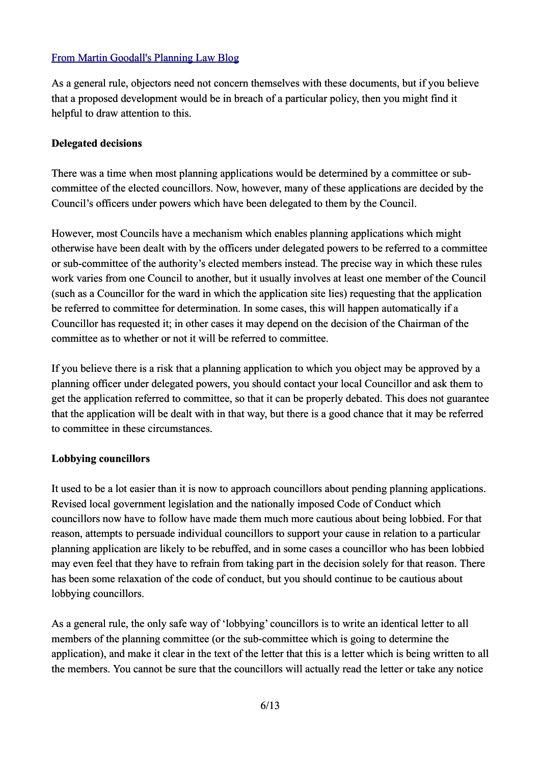[From Martin Goodall's Planning Law Blog](#)

As a general rule, objectors need not concern themselves with these documents, but if you believe that a proposed development would be in breach of a particular policy, then you might find it helpful to draw attention to this.

**Delegated decisions**

There was a time when most planning applications would be determined by a committee or sub-committee of the elected councillors. Now, however, many of these applications are decided by the Council's officers under powers which have been delegated to them by the Council.

However, most Councils have a mechanism which enables planning applications which might otherwise have been dealt with by the officers under delegated powers to be referred to a committee or sub-committee of the authority's elected members instead. The precise way in which these rules work varies from one Council to another, but it usually involves at least one member of the Council (such as a Councillor for the ward in which the application site lies) requesting that the application be referred to committee for determination. In some cases, this will happen automatically if a Councillor has requested it; in other cases it may depend on the decision of the Chairman of the committee as to whether or not it will be referred to committee.

If you believe there is a risk that a planning application to which you object may be approved by a planning officer under delegated powers, you should contact your local Councillor and ask them to get the application referred to committee, so that it can be properly debated. This does not guarantee that the application will be dealt with in that way, but there is a good chance that it may be referred to committee in these circumstances.

**Lobbying councillors**

It used to be a lot easier than it is now to approach councillors about pending planning applications. Revised local government legislation and the nationally imposed Code of Conduct which councillors now have to follow have made them much more cautious about being lobbied. For that reason, attempts to persuade individual councillors to support your cause in relation to a particular planning application are likely to be rebuffed, and in some cases a councillor who has been lobbied may even feel that they have to refrain from taking part in the decision solely for that reason. There has been some relaxation of the code of conduct, but you should continue to be cautious about lobbying councillors.

As a general rule, the only safe way of 'lobbying' councillors is to write an identical letter to all members of the planning committee (or the sub-committee which is going to determine the application), and make it clear in the text of the letter that this is a letter which is being written to all the members. You cannot be sure that the councillors will actually read the letter or take any notice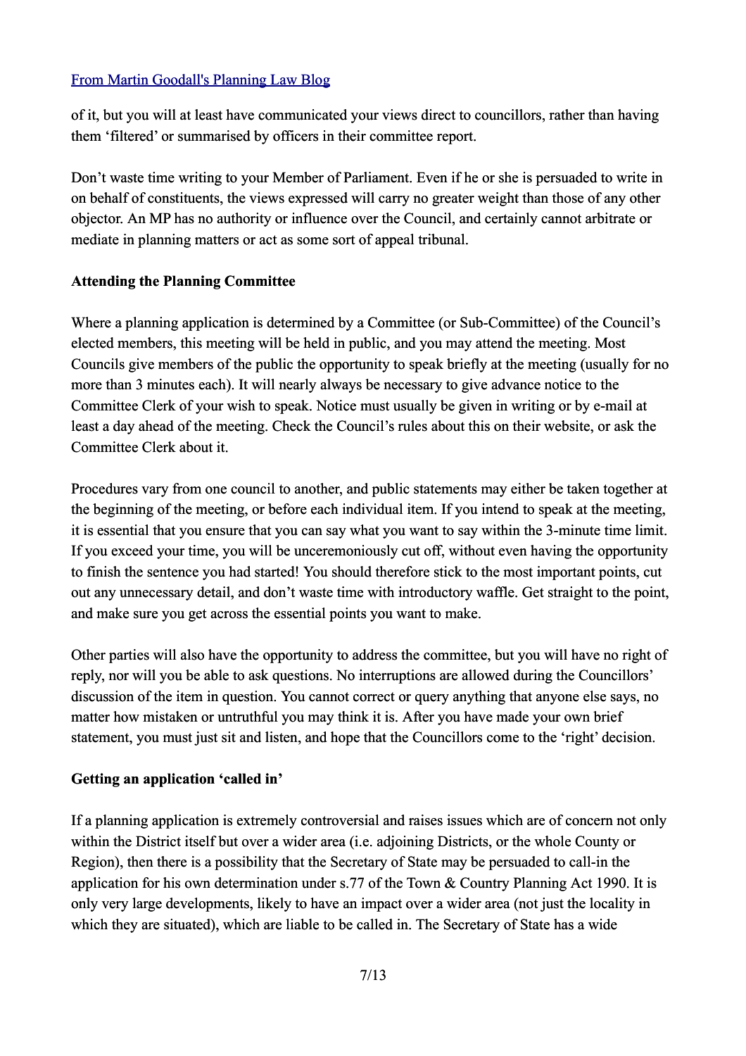of it, but you will at least have communicated your views direct to councillors, rather than having them ‘filtered’ or summarised by officers in their committee report.

Don’t waste time writing to your Member of Parliament. Even if he or she is persuaded to write in on behalf of constituents, the views expressed will carry no greater weight than those of any other objector. An MP has no authority or influence over the Council, and certainly cannot arbitrate or mediate in planning matters or act as some sort of appeal tribunal.

**Attending the Planning Committee**

Where a planning application is determined by a Committee (or Sub-Committee) of the Council’s elected members, this meeting will be held in public, and you may attend the meeting. Most Councils give members of the public the opportunity to speak briefly at the meeting (usually for no more than 3 minutes each). It will nearly always be necessary to give advance notice to the Committee Clerk of your wish to speak. Notice must usually be given in writing or by e-mail at least a day ahead of the meeting. Check the Council’s rules about this on their website, or ask the Committee Clerk about it.

Procedures vary from one council to another, and public statements may either be taken together at the beginning of the meeting, or before each individual item. If you intend to speak at the meeting, it is essential that you ensure that you can say what you want to say within the 3-minute time limit. If you exceed your time, you will be unceremoniously cut off, without even having the opportunity to finish the sentence you had started! You should therefore stick to the most important points, cut out any unnecessary detail, and don’t waste time with introductory waffle. Get straight to the point, and make sure you get across the essential points you want to make.

Other parties will also have the opportunity to address the committee, but you will have no right of reply, nor will you be able to ask questions. No interruptions are allowed during the Councillors’ discussion of the item in question. You cannot correct or query anything that anyone else says, no matter how mistaken or untruthful you may think it is. After you have made your own brief statement, you must just sit and listen, and hope that the Councillors come to the ‘right’ decision.

**Getting an application ‘called in’**

If a planning application is extremely controversial and raises issues which are of concern not only within the District itself but over a wider area (i.e. adjoining Districts, or the whole County or Region), then there is a possibility that the Secretary of State may be persuaded to call-in the application for his own determination under s.77 of the Town & Country Planning Act 1990. It is only very large developments, likely to have an impact over a wider area (not just the locality in which they are situated), which are liable to be called in. The Secretary of State has a wide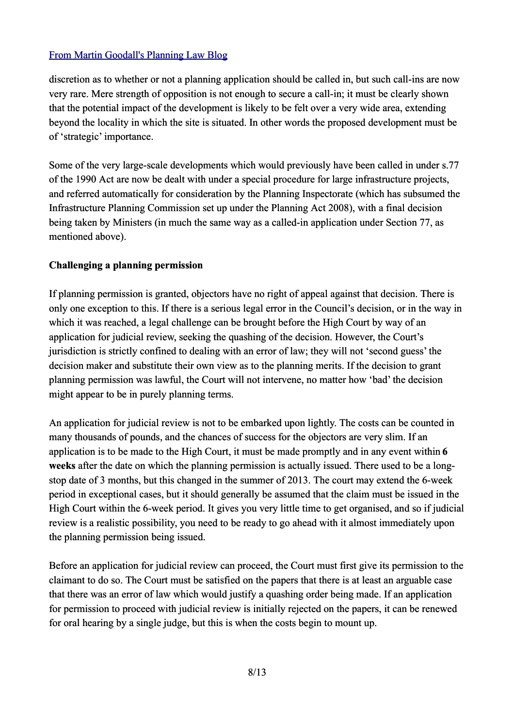discretion as to whether or not a planning application should be called in, but such call-ins are now very rare. Mere strength of opposition is not enough to secure a call-in; it must be clearly shown that the potential impact of the development is likely to be felt over a very wide area, extending beyond the locality in which the site is situated. In other words the proposed development must be of 'strategic' importance.

Some of the very large-scale developments which would previously have been called in under s.77 of the 1990 Act are now be dealt with under a special procedure for large infrastructure projects, and referred automatically for consideration by the Planning Inspectorate (which has subsumed the Infrastructure Planning Commission set up under the Planning Act 2008), with a final decision being taken by Ministers (in much the same way as a called-in application under Section 77, as mentioned above).

**Challenging a planning permission**

If planning permission is granted, objectors have no right of appeal against that decision. There is only one exception to this. If there is a serious legal error in the Council's decision, or in the way in which it was reached, a legal challenge can be brought before the High Court by way of an application for judicial review, seeking the quashing of the decision. However, the Court's jurisdiction is strictly confined to dealing with an error of law; they will not 'second guess' the decision maker and substitute their own view as to the planning merits. If the decision to grant planning permission was lawful, the Court will not intervene, no matter how 'bad' the decision might appear to be in purely planning terms.

An application for judicial review is not to be embarked upon lightly. The costs can be counted in many thousands of pounds, and the chances of success for the objectors are very slim. If an application is to be made to the High Court, it must be made promptly and in any event within **6 weeks** after the date on which the planning permission is actually issued. There used to be a long-stop date of 3 months, but this changed in the summer of 2013. The court may extend the 6-week period in exceptional cases, but it should generally be assumed that the claim must be issued in the High Court within the 6-week period. It gives you very little time to get organised, and so if judicial review is a realistic possibility, you need to be ready to go ahead with it almost immediately upon the planning permission being issued.

Before an application for judicial review can proceed, the Court must first give its permission to the claimant to do so. The Court must be satisfied on the papers that there is at least an arguable case that there was an error of law which would justify a quashing order being made. If an application for permission to proceed with judicial review is initially rejected on the papers, it can be renewed for oral hearing by a single judge, but this is when the costs begin to mount up.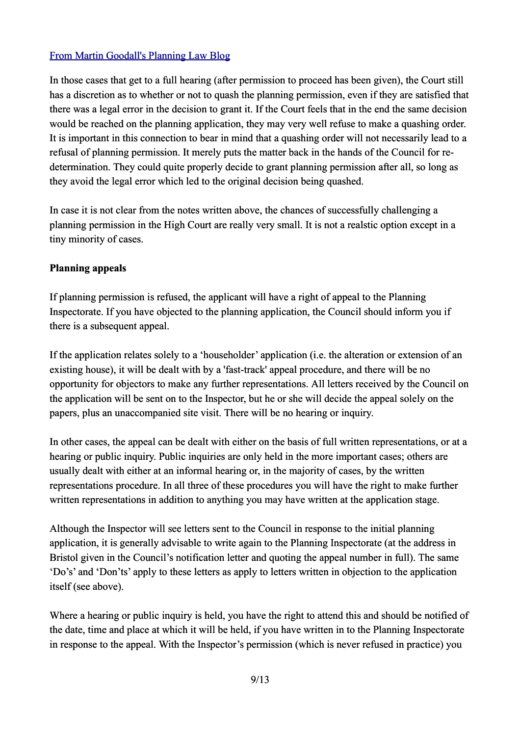[From Martin Goodall's Planning Law Blog]

In those cases that get to a full hearing (after permission to proceed has been given), the Court still has a discretion as to whether or not to quash the planning permission, even if they are satisfied that there was a legal error in the decision to grant it. If the Court feels that in the end the same decision would be reached on the planning application, they may very well refuse to make a quashing order. It is important in this connection to bear in mind that a quashing order will not necessarily lead to a refusal of planning permission. It merely puts the matter back in the hands of the Council for re-determination. They could quite properly decide to grant planning permission after all, so long as they avoid the legal error which led to the original decision being quashed.

In case it is not clear from the notes written above, the chances of successfully challenging a planning permission in the High Court are really very small. It is not a realstic option except in a tiny minority of cases.

**Planning appeals**

If planning permission is refused, the applicant will have a right of appeal to the Planning Inspectorate. If you have objected to the planning application, the Council should inform you if there is a subsequent appeal.

If the application relates solely to a 'householder' application (i.e. the alteration or extension of an existing house), it will be dealt with by a 'fast-track' appeal procedure, and there will be no opportunity for objectors to make any further representations. All letters received by the Council on the application will be sent on to the Inspector, but he or she will decide the appeal solely on the papers, plus an unaccompanied site visit. There will be no hearing or inquiry.

In other cases, the appeal can be dealt with either on the basis of full written representations, or at a hearing or public inquiry. Public inquiries are only held in the more important cases; others are usually dealt with either at an informal hearing or, in the majority of cases, by the written representations procedure. In all three of these procedures you will have the right to make further written representations in addition to anything you may have written at the application stage.

Although the Inspector will see letters sent to the Council in response to the initial planning application, it is generally advisable to write again to the Planning Inspectorate (at the address in Bristol given in the Council's notification letter and quoting the appeal number in full). The same 'Do's' and 'Don'ts' apply to these letters as apply to letters written in objection to the application itself (see above).

Where a hearing or public inquiry is held, you have the right to attend this and should be notified of the date, time and place at which it will be held, if you have written in to the Planning Inspectorate in response to the appeal. With the Inspector's permission (which is never refused in practice) you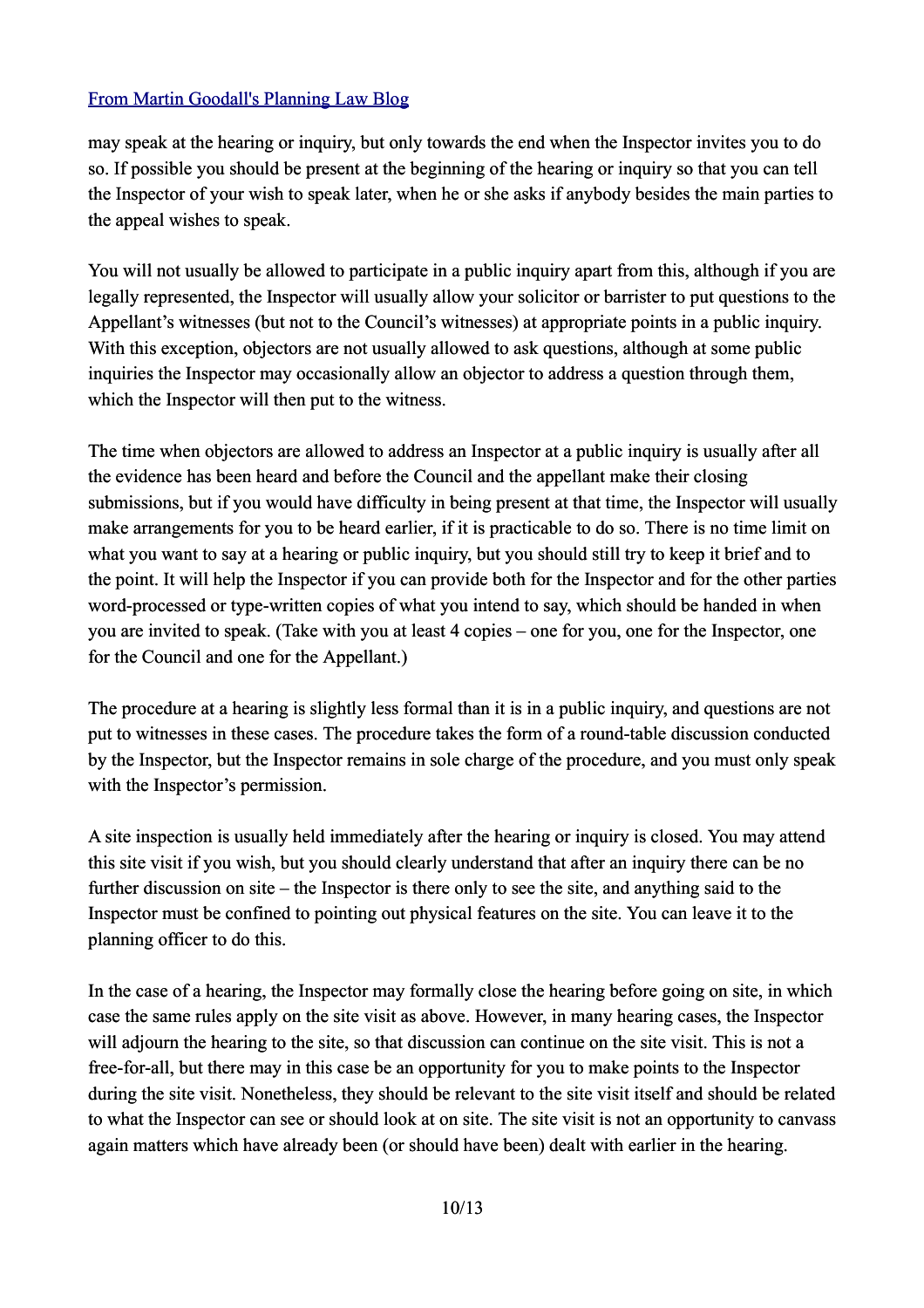may speak at the hearing or inquiry, but only towards the end when the Inspector invites you to do so. If possible you should be present at the beginning of the hearing or inquiry so that you can tell the Inspector of your wish to speak later, when he or she asks if anybody besides the main parties to the appeal wishes to speak.

You will not usually be allowed to participate in a public inquiry apart from this, although if you are legally represented, the Inspector will usually allow your solicitor or barrister to put questions to the Appellant's witnesses (but not to the Council's witnesses) at appropriate points in a public inquiry. With this exception, objectors are not usually allowed to ask questions, although at some public inquiries the Inspector may occasionally allow an objector to address a question through them, which the Inspector will then put to the witness.

The time when objectors are allowed to address an Inspector at a public inquiry is usually after all the evidence has been heard and before the Council and the appellant make their closing submissions, but if you would have difficulty in being present at that time, the Inspector will usually make arrangements for you to be heard earlier, if it is practicable to do so. There is no time limit on what you want to say at a hearing or public inquiry, but you should still try to keep it brief and to the point. It will help the Inspector if you can provide both for the Inspector and for the other parties word-processed or type-written copies of what you intend to say, which should be handed in when you are invited to speak. (Take with you at least 4 copies – one for you, one for the Inspector, one for the Council and one for the Appellant.)

The procedure at a hearing is slightly less formal than it is in a public inquiry, and questions are not put to witnesses in these cases. The procedure takes the form of a round-table discussion conducted by the Inspector, but the Inspector remains in sole charge of the procedure, and you must only speak with the Inspector's permission.

A site inspection is usually held immediately after the hearing or inquiry is closed. You may attend this site visit if you wish, but you should clearly understand that after an inquiry there can be no further discussion on site – the Inspector is there only to see the site, and anything said to the Inspector must be confined to pointing out physical features on the site. You can leave it to the planning officer to do this.

In the case of a hearing, the Inspector may formally close the hearing before going on site, in which case the same rules apply on the site visit as above. However, in many hearing cases, the Inspector will adjourn the hearing to the site, so that discussion can continue on the site visit. This is not a free-for-all, but there may in this case be an opportunity for you to make points to the Inspector during the site visit. Nonetheless, they should be relevant to the site visit itself and should be related to what the Inspector can see or should look at on site. The site visit is not an opportunity to canvass again matters which have already been (or should have been) dealt with earlier in the hearing.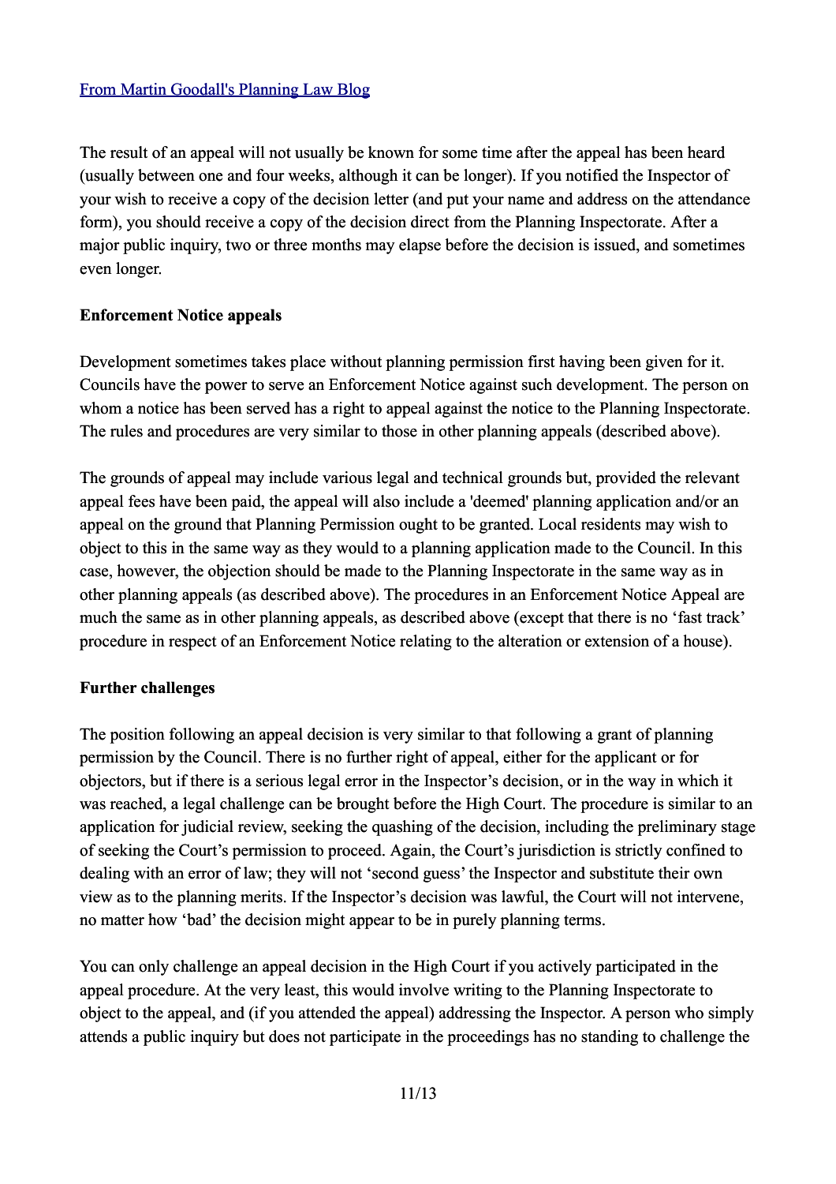[From Martin Goodall's Planning Law Blog]

The result of an appeal will not usually be known for some time after the appeal has been heard (usually between one and four weeks, although it can be longer). If you notified the Inspector of your wish to receive a copy of the decision letter (and put your name and address on the attendance form), you should receive a copy of the decision direct from the Planning Inspectorate. After a major public inquiry, two or three months may elapse before the decision is issued, and sometimes even longer.

**Enforcement Notice appeals**

Development sometimes takes place without planning permission first having been given for it. Councils have the power to serve an Enforcement Notice against such development. The person on whom a notice has been served has a right to appeal against the notice to the Planning Inspectorate. The rules and procedures are very similar to those in other planning appeals (described above).

The grounds of appeal may include various legal and technical grounds but, provided the relevant appeal fees have been paid, the appeal will also include a 'deemed' planning application and/or an appeal on the ground that Planning Permission ought to be granted. Local residents may wish to object to this in the same way as they would to a planning application made to the Council. In this case, however, the objection should be made to the Planning Inspectorate in the same way as in other planning appeals (as described above). The procedures in an Enforcement Notice Appeal are much the same as in other planning appeals, as described above (except that there is no 'fast track' procedure in respect of an Enforcement Notice relating to the alteration or extension of a house).

**Further challenges**

The position following an appeal decision is very similar to that following a grant of planning permission by the Council. There is no further right of appeal, either for the applicant or for objectors, but if there is a serious legal error in the Inspector's decision, or in the way in which it was reached, a legal challenge can be brought before the High Court. The procedure is similar to an application for judicial review, seeking the quashing of the decision, including the preliminary stage of seeking the Court's permission to proceed. Again, the Court's jurisdiction is strictly confined to dealing with an error of law; they will not 'second guess' the Inspector and substitute their own view as to the planning merits. If the Inspector's decision was lawful, the Court will not intervene, no matter how 'bad' the decision might appear to be in purely planning terms.

You can only challenge an appeal decision in the High Court if you actively participated in the appeal procedure. At the very least, this would involve writing to the Planning Inspectorate to object to the appeal, and (if you attended the appeal) addressing the Inspector. A person who simply attends a public inquiry but does not participate in the proceedings has no standing to challenge the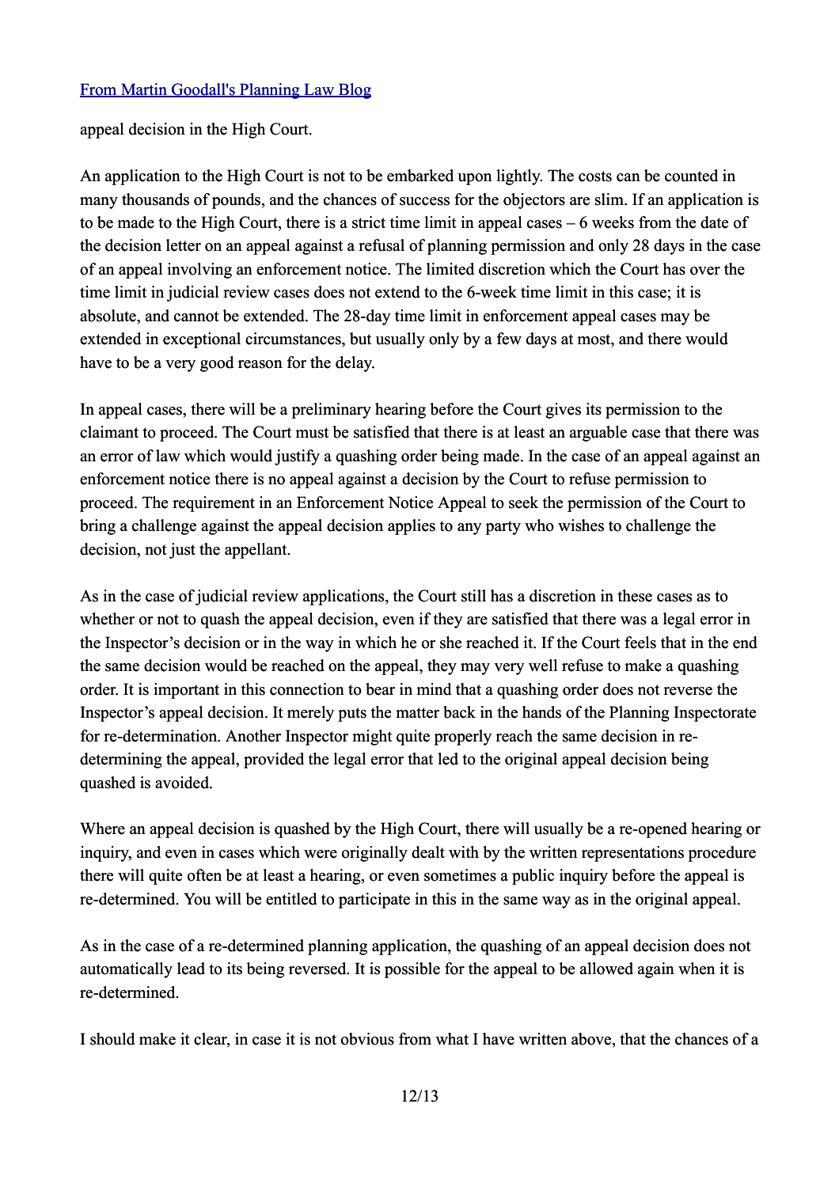appeal decision in the High Court.

An application to the High Court is not to be embarked upon lightly. The costs can be counted in many thousands of pounds, and the chances of success for the objectors are slim. If an application is to be made to the High Court, there is a strict time limit in appeal cases – 6 weeks from the date of the decision letter on an appeal against a refusal of planning permission and only 28 days in the case of an appeal involving an enforcement notice. The limited discretion which the Court has over the time limit in judicial review cases does not extend to the 6-week time limit in this case; it is absolute, and cannot be extended. The 28-day time limit in enforcement appeal cases may be extended in exceptional circumstances, but usually only by a few days at most, and there would have to be a very good reason for the delay.

In appeal cases, there will be a preliminary hearing before the Court gives its permission to the claimant to proceed. The Court must be satisfied that there is at least an arguable case that there was an error of law which would justify a quashing order being made. In the case of an appeal against an enforcement notice there is no appeal against a decision by the Court to refuse permission to proceed. The requirement in an Enforcement Notice Appeal to seek the permission of the Court to bring a challenge against the appeal decision applies to any party who wishes to challenge the decision, not just the appellant.

As in the case of judicial review applications, the Court still has a discretion in these cases as to whether or not to quash the appeal decision, even if they are satisfied that there was a legal error in the Inspector's decision or in the way in which he or she reached it. If the Court feels that in the end the same decision would be reached on the appeal, they may very well refuse to make a quashing order. It is important in this connection to bear in mind that a quashing order does not reverse the Inspector's appeal decision. It merely puts the matter back in the hands of the Planning Inspectorate for re-determination. Another Inspector might quite properly reach the same decision in re-determining the appeal, provided the legal error that led to the original appeal decision being quashed is avoided.

Where an appeal decision is quashed by the High Court, there will usually be a re-opened hearing or inquiry, and even in cases which were originally dealt with by the written representations procedure there will quite often be at least a hearing, or even sometimes a public inquiry before the appeal is re-determined. You will be entitled to participate in this in the same way as in the original appeal.

As in the case of a re-determined planning application, the quashing of an appeal decision does not automatically lead to its being reversed. It is possible for the appeal to be allowed again when it is re-determined.

I should make it clear, in case it is not obvious from what I have written above, that the chances of a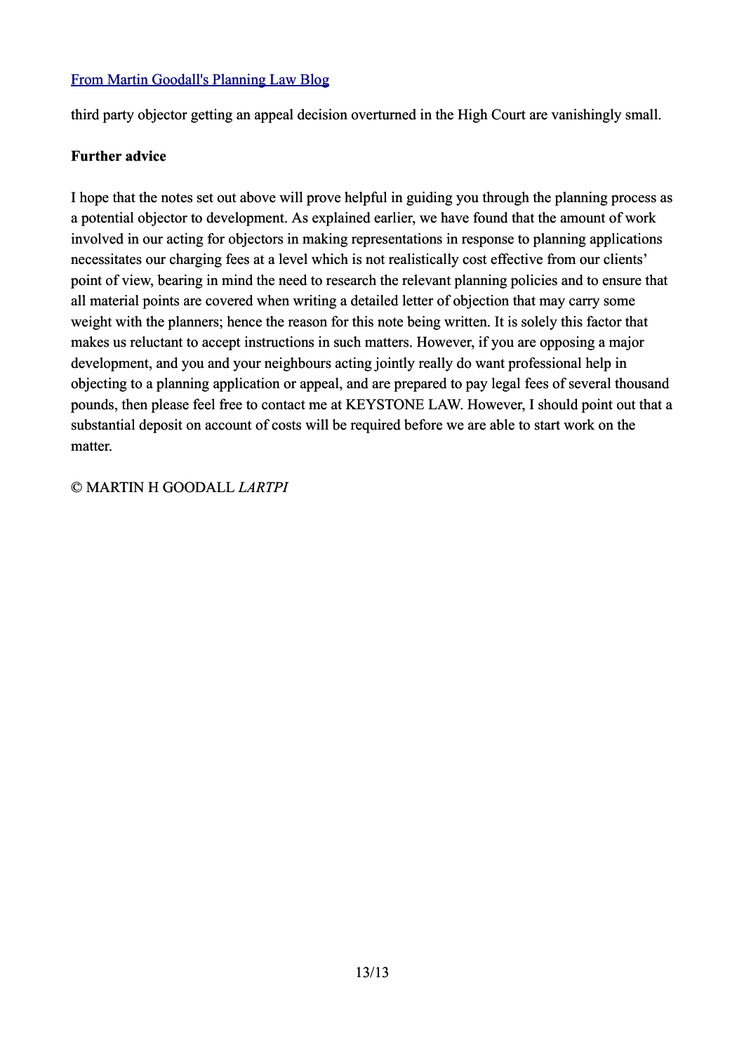third party objector getting an appeal decision overturned in the High Court are vanishingly small.

**Further advice**

I hope that the notes set out above will prove helpful in guiding you through the planning process as a potential objector to development. As explained earlier, we have found that the amount of work involved in our acting for objectors in making representations in response to planning applications necessitates our charging fees at a level which is not realistically cost effective from our clients' point of view, bearing in mind the need to research the relevant planning policies and to ensure that all material points are covered when writing a detailed letter of objection that may carry some weight with the planners; hence the reason for this note being written. It is solely this factor that makes us reluctant to accept instructions in such matters. However, if you are opposing a major development, and you and your neighbours acting jointly really do want professional help in objecting to a planning application or appeal, and are prepared to pay legal fees of several thousand pounds, then please feel free to contact me at KEYSTONE LAW. However, I should point out that a substantial deposit on account of costs will be required before we are able to start work on the matter.

© MARTIN H GOODALL *LARTPI*